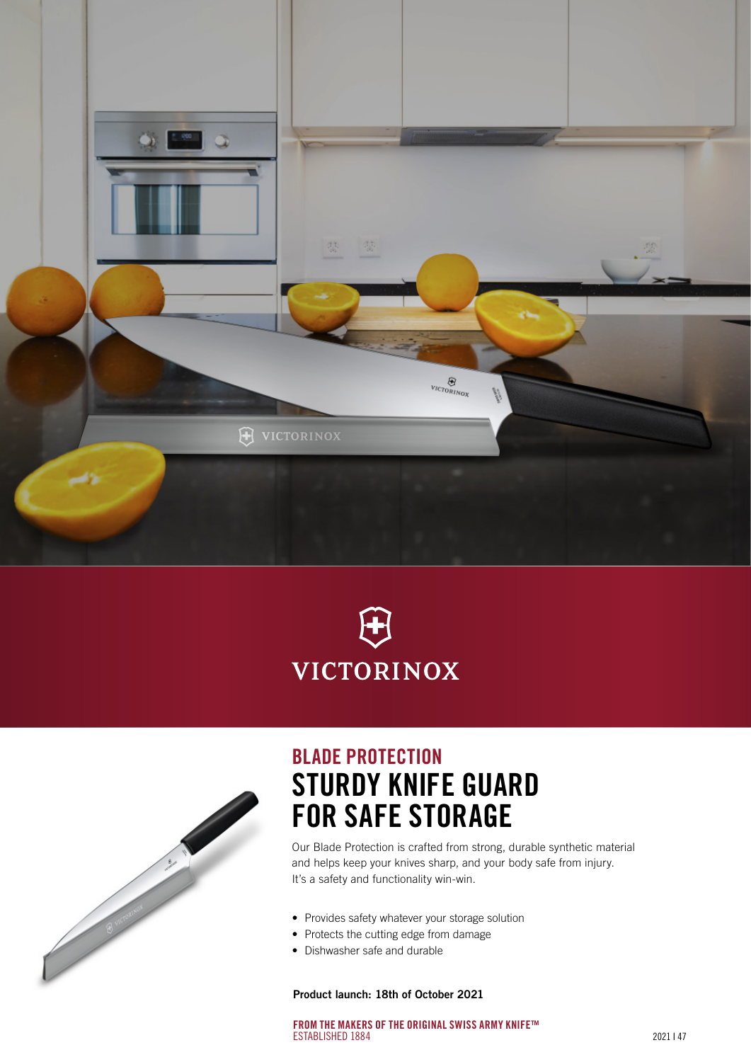VICTORINOX

## BLADE PROTECTION

# STURDY KNIFE GUARD FOR SAFE STORAGE

Our Blade Protection is crafted from strong, durable synthetic material and helps keep your knives sharp, and your body safe from injury. It's a safety and functionality win-win.

- Provides safety whatever your storage solution
- Protects the cutting edge from damage
- Dishwasher safe and durable

**Product launch: 18th of October 2021**

FROM THE MAKERS OF THE ORIGINAL SWISS ARMY KNIFE™
ESTABLISHED 1884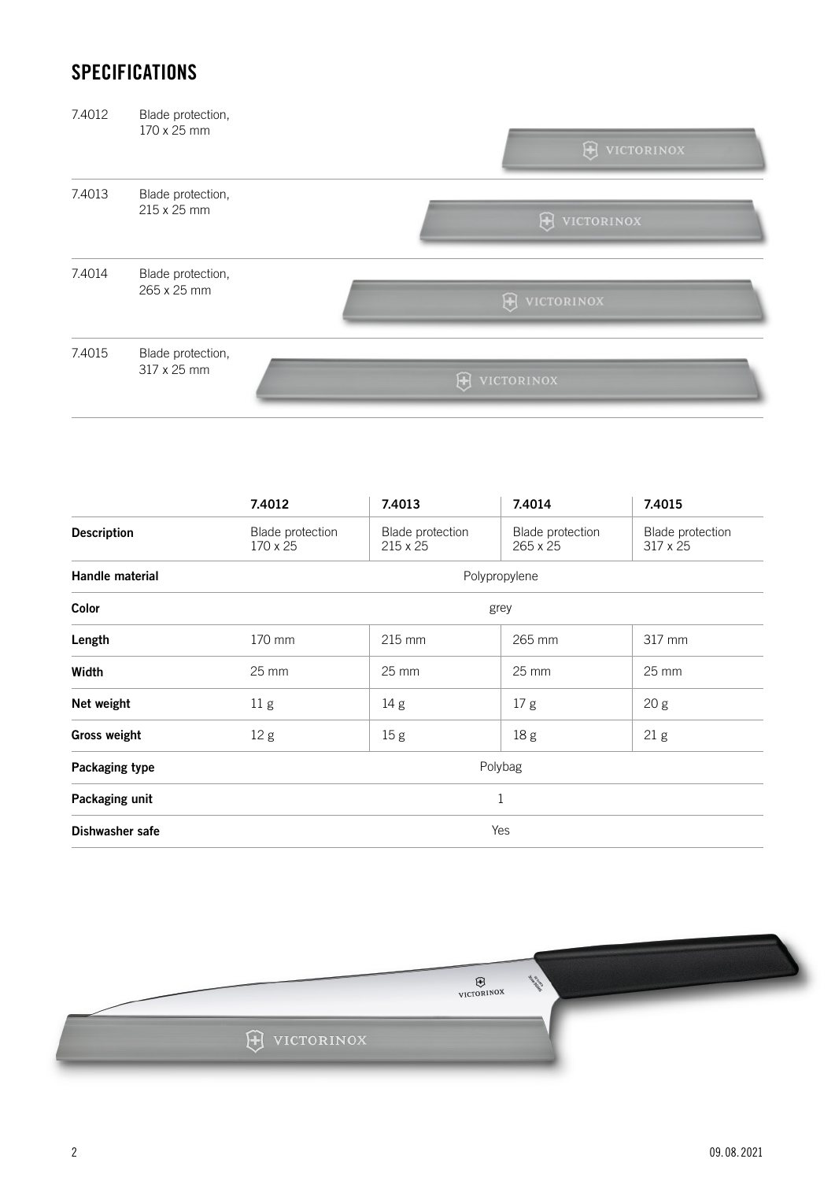## SPECIFICATIONS

| | |
|---|---|
| 7.4012 | Blade protection, 170 x 25 mm |
| 7.4013 | Blade protection, 215 x 25 mm |
| 7.4014 | Blade protection, 265 x 25 mm |
| 7.4015 | Blade protection, 317 x 25 mm |

| | 7.4012 | 7.4013 | 7.4014 | 7.4015 |
|---|---|---|---|---|
| **Description** | Blade protection 170 x 25 | Blade protection 215 x 25 | Blade protection 265 x 25 | Blade protection 317 x 25 |
| **Handle material** | Polypropylene | | | |
| **Color** | grey | | | |
| **Length** | 170 mm | 215 mm | 265 mm | 317 mm |
| **Width** | 25 mm | 25 mm | 25 mm | 25 mm |
| **Net weight** | 11 g | 14 g | 17 g | 20 g |
| **Gross weight** | 12 g | 15 g | 18 g | 21 g |
| **Packaging type** | Polybag | | | |
| **Packaging unit** | 1 | | | |
| **Dishwasher safe** | Yes | | | |

09.08.2021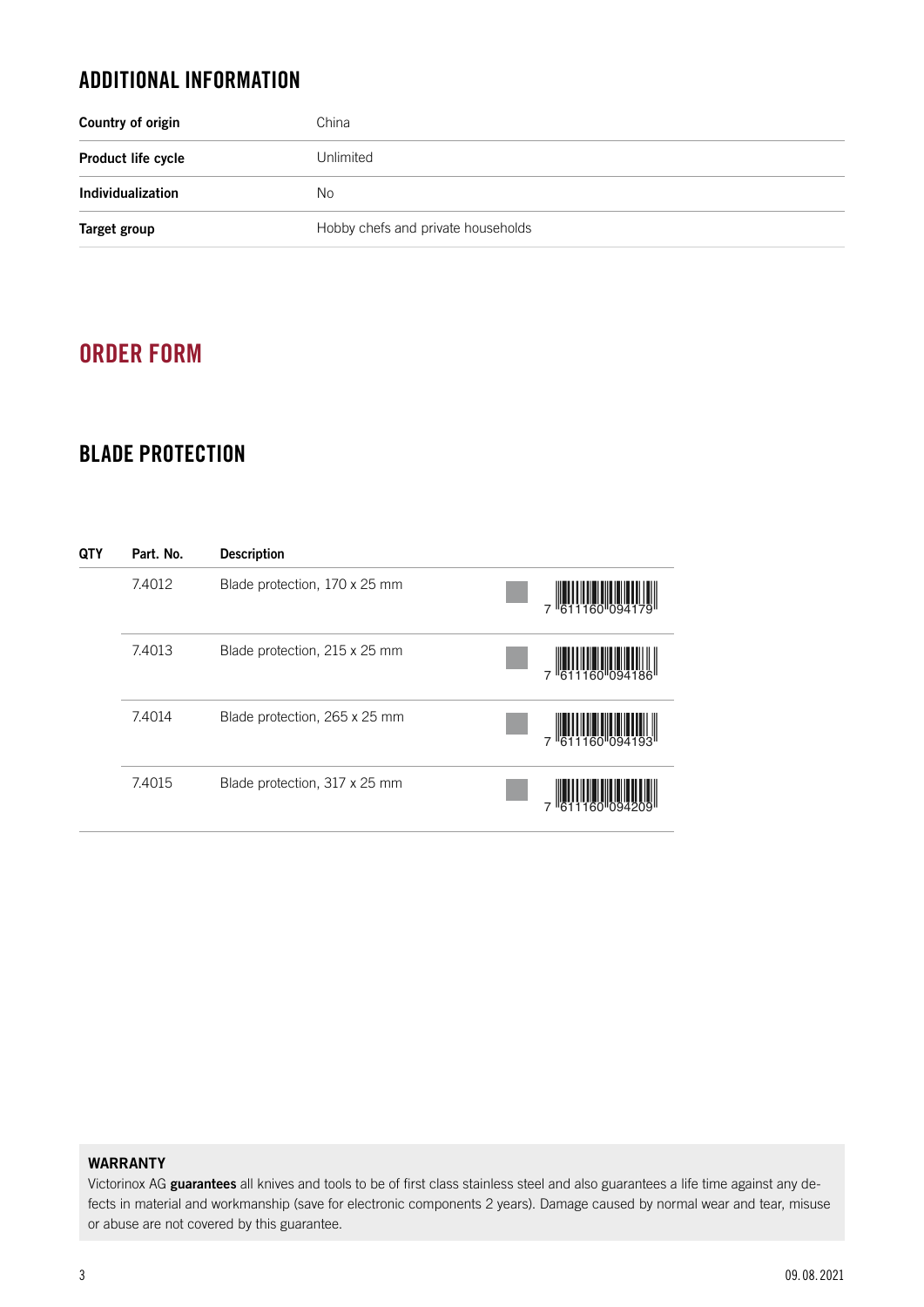## ADDITIONAL INFORMATION

| | |
|---|---|
| **Country of origin** | China |
| **Product life cycle** | Unlimited |
| **Individualization** | No |
| **Target group** | Hobby chefs and private households |

## ORDER FORM

## BLADE PROTECTION

| QTY | Part. No. | Description | |
|---|---|---|---|
| | 7.4012 | Blade protection, 170 x 25 mm | 7 611160 094179 |
| | 7.4013 | Blade protection, 215 x 25 mm | 7 611160 094186 |
| | 7.4014 | Blade protection, 265 x 25 mm | 7 611160 094193 |
| | 7.4015 | Blade protection, 317 x 25 mm | 7 611160 094209 |

**WARRANTY**

Victorinox AG **guarantees** all knives and tools to be of first class stainless steel and also guarantees a life time against any defects in material and workmanship (save for electronic components 2 years). Damage caused by normal wear and tear, misuse or abuse are not covered by this guarantee.

09.08.2021